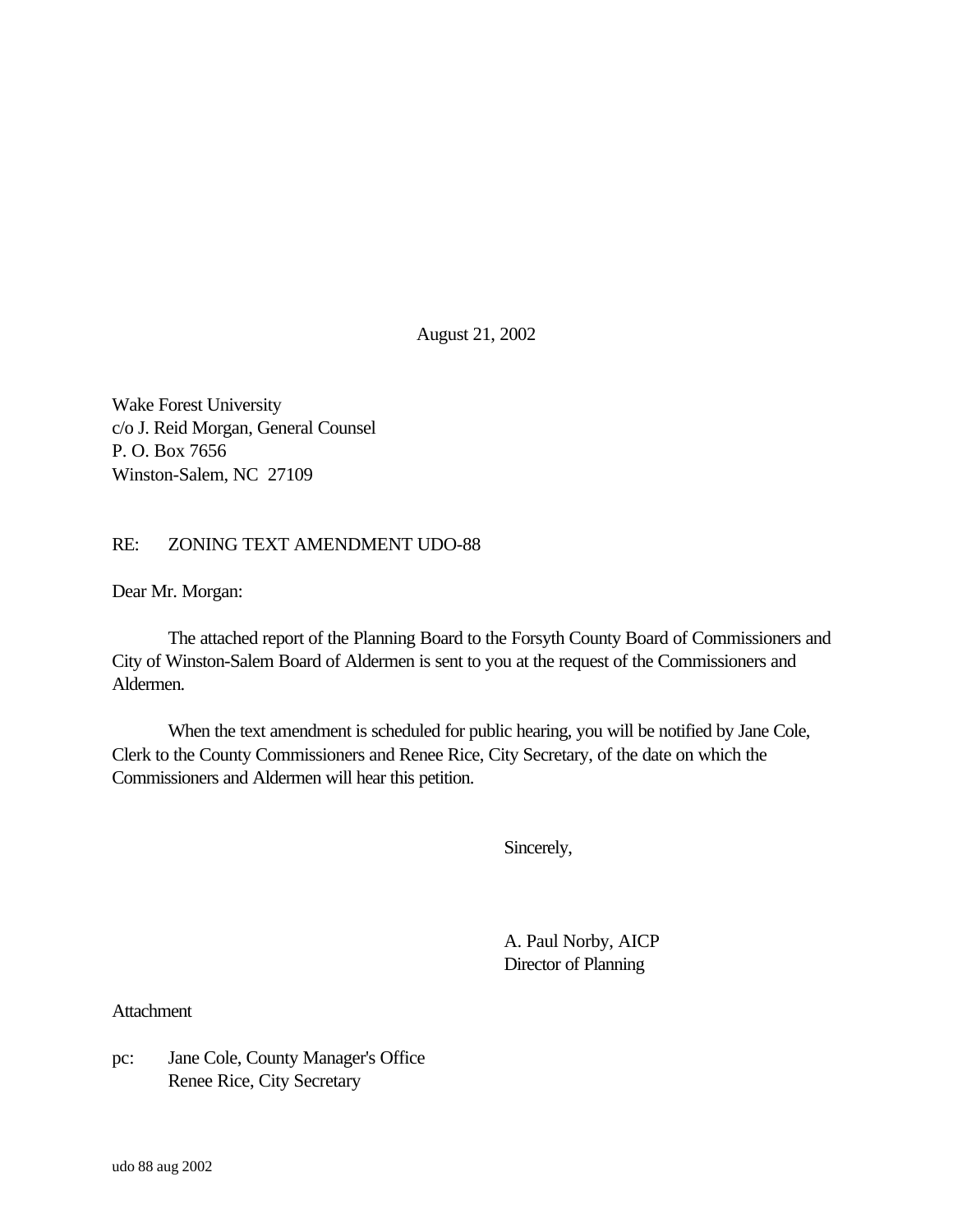August 21, 2002

Wake Forest University  
c/o J. Reid Morgan, General Counsel  
P. O. Box 7656  
Winston-Salem, NC 27109

RE: ZONING TEXT AMENDMENT UDO-88

Dear Mr. Morgan:

The attached report of the Planning Board to the Forsyth County Board of Commissioners and City of Winston-Salem Board of Aldermen is sent to you at the request of the Commissioners and Aldermen.

When the text amendment is scheduled for public hearing, you will be notified by Jane Cole, Clerk to the County Commissioners and Renee Rice, City Secretary, of the date on which the Commissioners and Aldermen will hear this petition.

Sincerely,

A. Paul Norby, AICP  
Director of Planning

Attachment

pc: Jane Cole, County Manager's Office  
Renee Rice, City Secretary

udo 88 aug 2002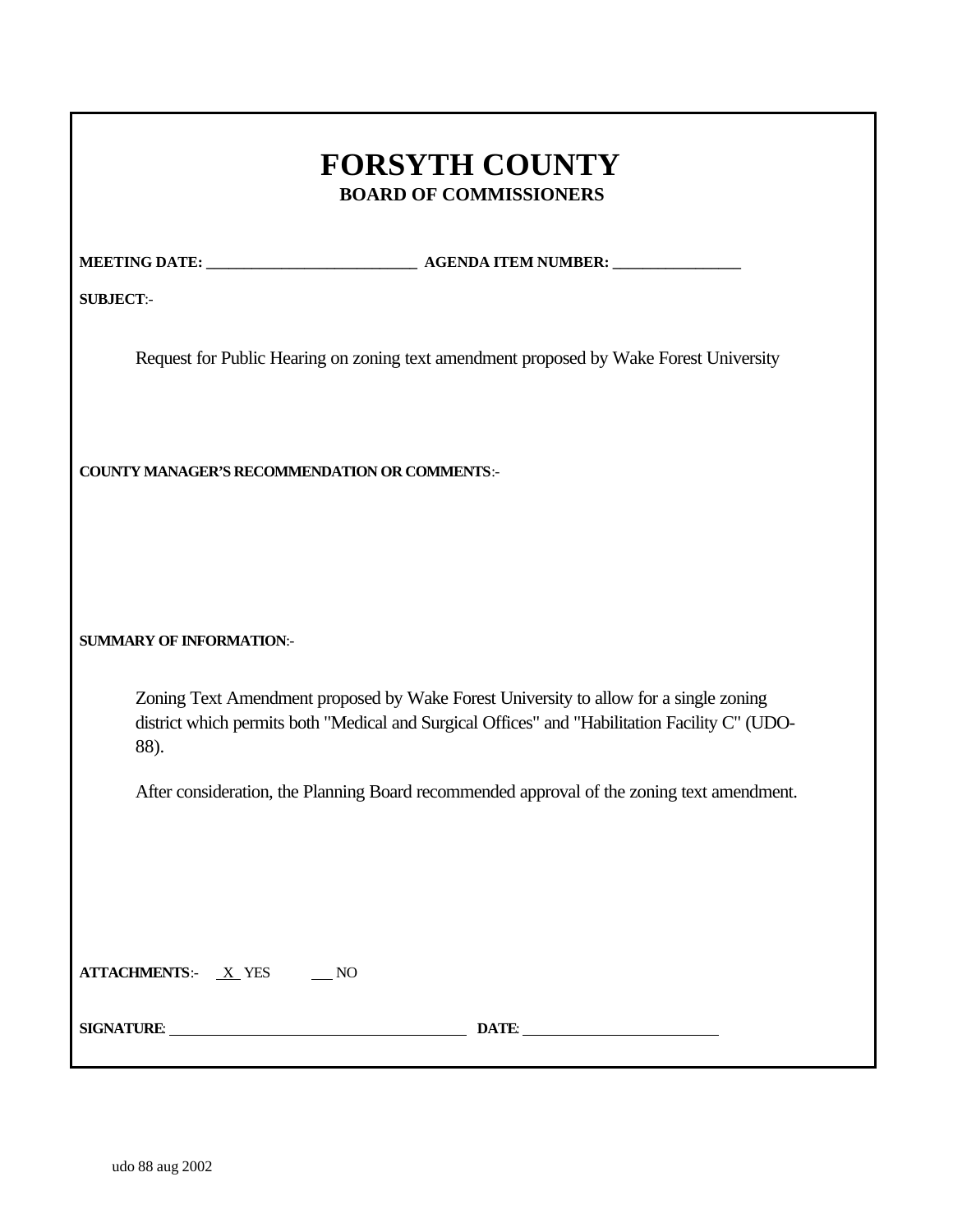# FORSYTH COUNTY

## BOARD OF COMMISSIONERS

**MEETING DATE: ___________________________ AGENDA ITEM NUMBER: ________________**

**SUBJECT**:-

Request for Public Hearing on zoning text amendment proposed by Wake Forest University

**COUNTY MANAGER'S RECOMMENDATION OR COMMENTS**:-

**SUMMARY OF INFORMATION**:-

Zoning Text Amendment proposed by Wake Forest University to allow for a single zoning district which permits both "Medical and Surgical Offices" and "Habilitation Facility C" (UDO-88).

After consideration, the Planning Board recommended approval of the zoning text amendment.

**ATTACHMENTS**:- X YES ___ NO

**SIGNATURE**: ________________________________ **DATE**: ____________________

udo 88 aug 2002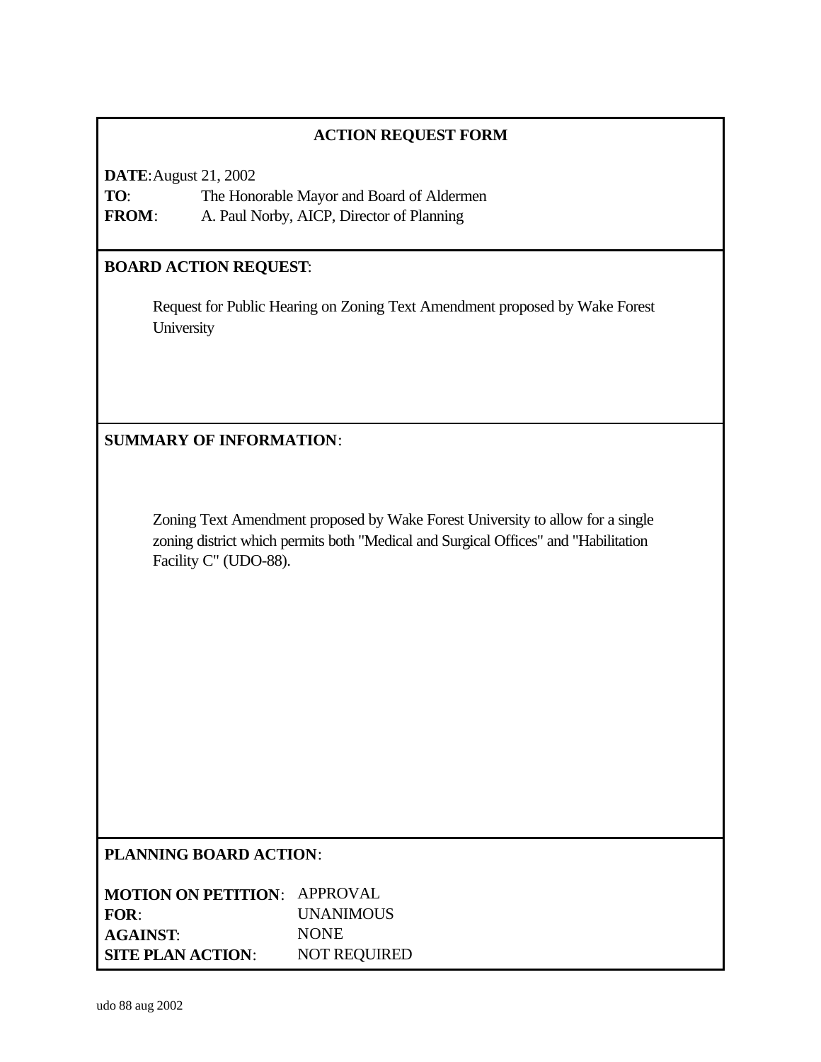## ACTION REQUEST FORM

**DATE**: August 21, 2002
**TO**: The Honorable Mayor and Board of Aldermen
**FROM**: A. Paul Norby, AICP, Director of Planning

## BOARD ACTION REQUEST:

Request for Public Hearing on Zoning Text Amendment proposed by Wake Forest University

## SUMMARY OF INFORMATION:

Zoning Text Amendment proposed by Wake Forest University to allow for a single zoning district which permits both "Medical and Surgical Offices" and "Habilitation Facility C" (UDO-88).

## PLANNING BOARD ACTION:

**MOTION ON PETITION**: APPROVAL
**FOR**: UNANIMOUS
**AGAINST**: NONE
**SITE PLAN ACTION**: NOT REQUIRED

udo 88 aug 2002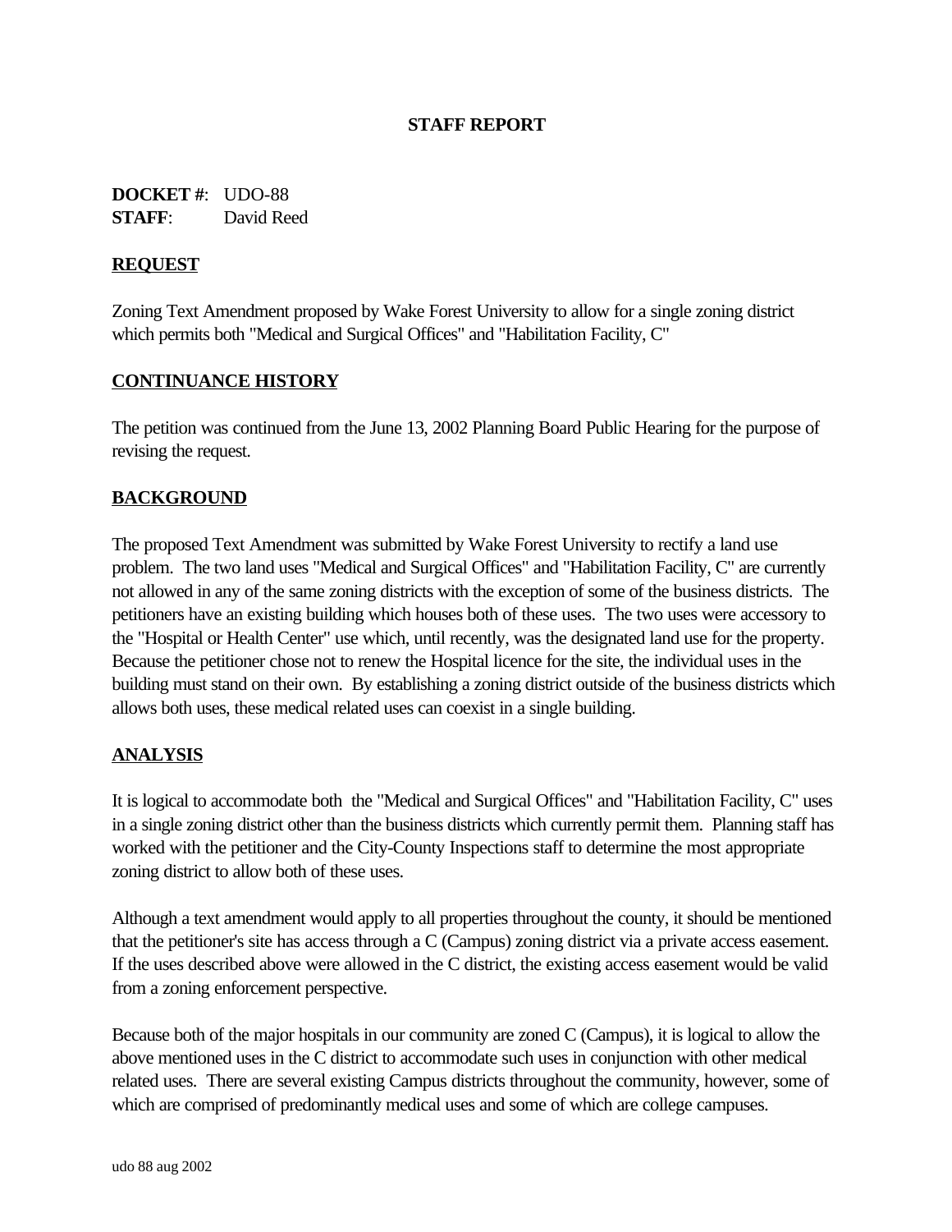## STAFF REPORT

**DOCKET #**: UDO-88
**STAFF**: David Reed

**REQUEST**

Zoning Text Amendment proposed by Wake Forest University to allow for a single zoning district which permits both "Medical and Surgical Offices" and "Habilitation Facility, C"

**CONTINUANCE HISTORY**

The petition was continued from the June 13, 2002 Planning Board Public Hearing for the purpose of revising the request.

**BACKGROUND**

The proposed Text Amendment was submitted by Wake Forest University to rectify a land use problem. The two land uses "Medical and Surgical Offices" and "Habilitation Facility, C" are currently not allowed in any of the same zoning districts with the exception of some of the business districts. The petitioners have an existing building which houses both of these uses. The two uses were accessory to the "Hospital or Health Center" use which, until recently, was the designated land use for the property. Because the petitioner chose not to renew the Hospital licence for the site, the individual uses in the building must stand on their own. By establishing a zoning district outside of the business districts which allows both uses, these medical related uses can coexist in a single building.

**ANALYSIS**

It is logical to accommodate both the "Medical and Surgical Offices" and "Habilitation Facility, C" uses in a single zoning district other than the business districts which currently permit them. Planning staff has worked with the petitioner and the City-County Inspections staff to determine the most appropriate zoning district to allow both of these uses.

Although a text amendment would apply to all properties throughout the county, it should be mentioned that the petitioner's site has access through a C (Campus) zoning district via a private access easement. If the uses described above were allowed in the C district, the existing access easement would be valid from a zoning enforcement perspective.

Because both of the major hospitals in our community are zoned C (Campus), it is logical to allow the above mentioned uses in the C district to accommodate such uses in conjunction with other medical related uses. There are several existing Campus districts throughout the community, however, some of which are comprised of predominantly medical uses and some of which are college campuses.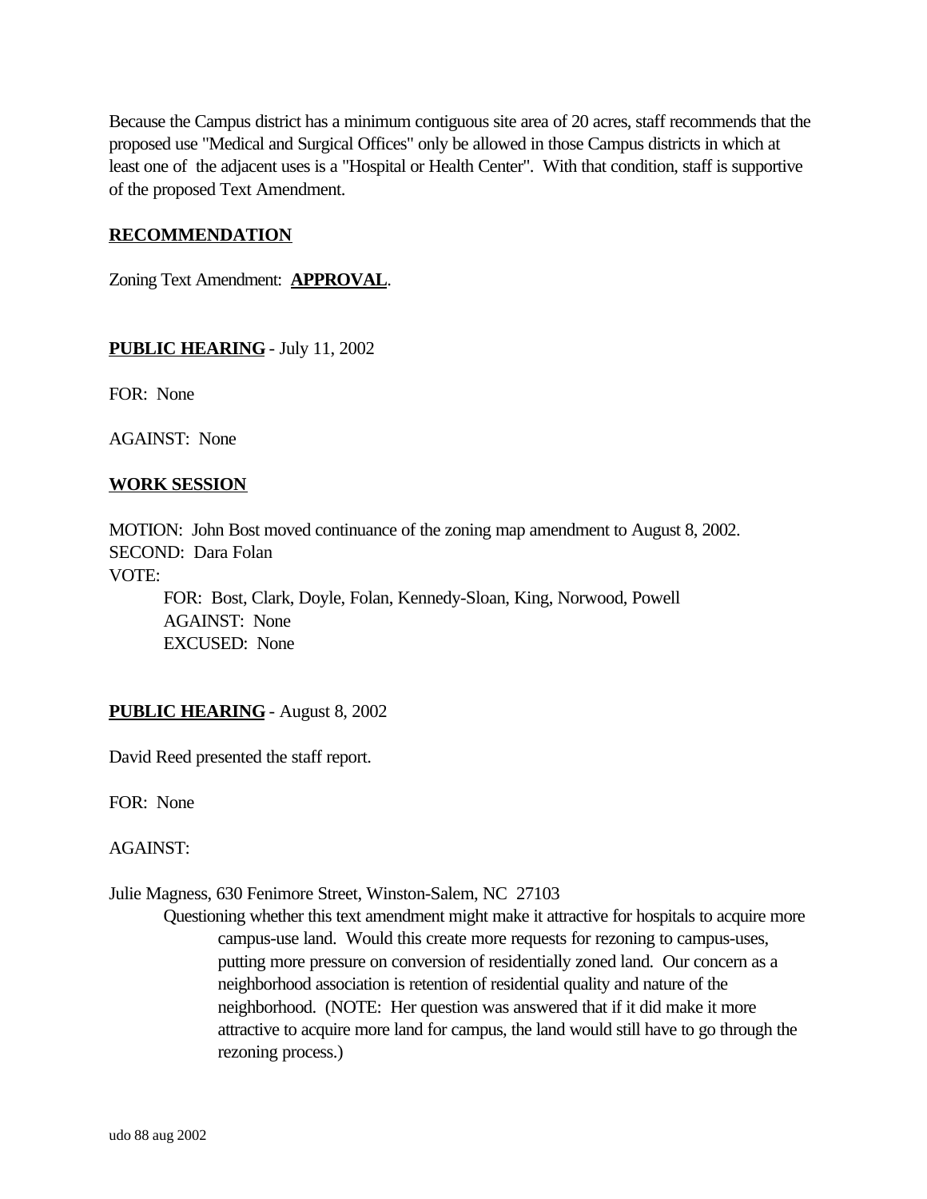Because the Campus district has a minimum contiguous site area of 20 acres, staff recommends that the proposed use "Medical and Surgical Offices" only be allowed in those Campus districts in which at least one of the adjacent uses is a "Hospital or Health Center". With that condition, staff is supportive of the proposed Text Amendment.

**RECOMMENDATION**

Zoning Text Amendment: **APPROVAL**.

**PUBLIC HEARING** - July 11, 2002

FOR: None

AGAINST: None

**WORK SESSION**

MOTION: John Bost moved continuance of the zoning map amendment to August 8, 2002.
SECOND: Dara Folan
VOTE:
FOR: Bost, Clark, Doyle, Folan, Kennedy-Sloan, King, Norwood, Powell
AGAINST: None
EXCUSED: None

**PUBLIC HEARING** - August 8, 2002

David Reed presented the staff report.

FOR: None

AGAINST:

Julie Magness, 630 Fenimore Street, Winston-Salem, NC 27103

Questioning whether this text amendment might make it attractive for hospitals to acquire more campus-use land. Would this create more requests for rezoning to campus-uses, putting more pressure on conversion of residentially zoned land. Our concern as a neighborhood association is retention of residential quality and nature of the neighborhood. (NOTE: Her question was answered that if it did make it more attractive to acquire more land for campus, the land would still have to go through the rezoning process.)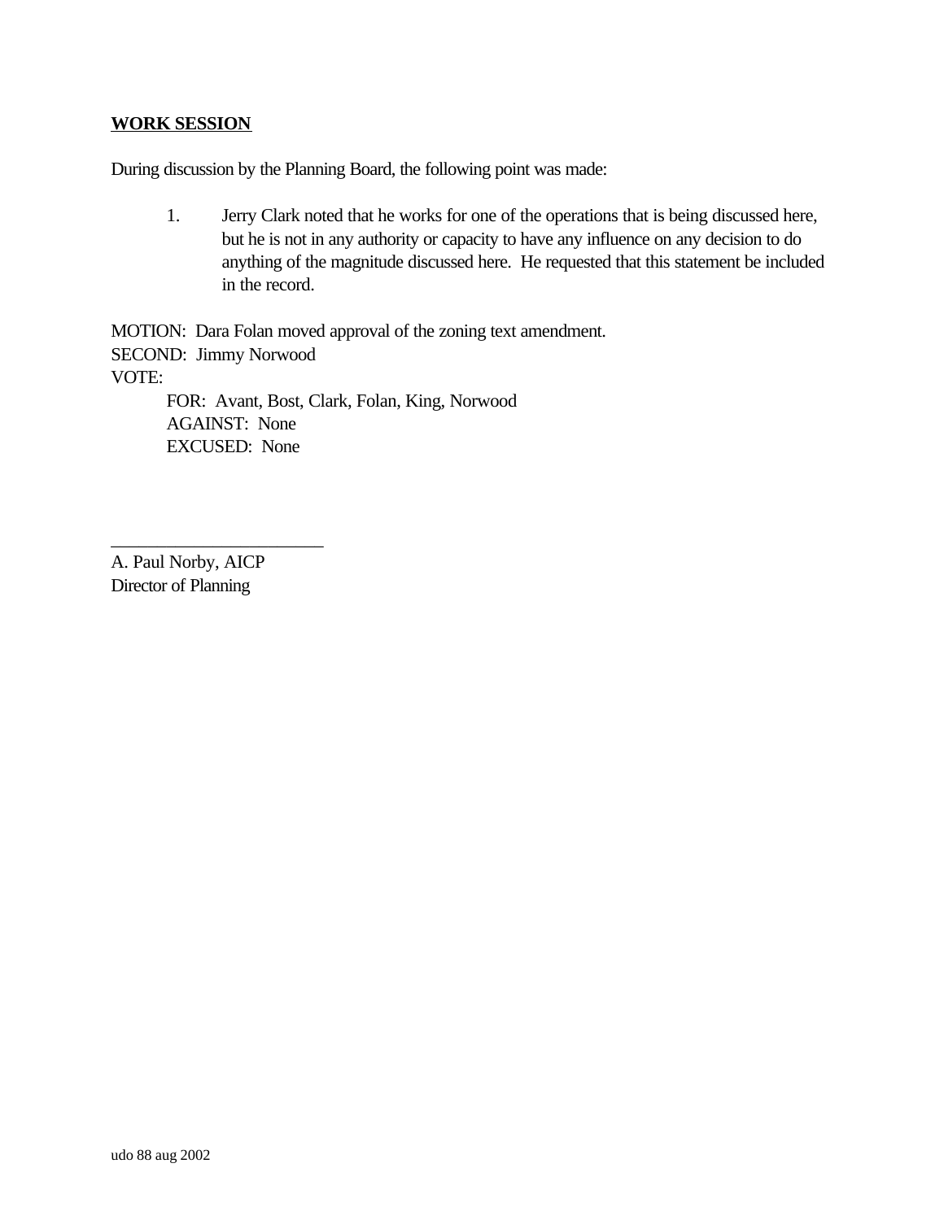**WORK SESSION**

During discussion by the Planning Board, the following point was made:

1. Jerry Clark noted that he works for one of the operations that is being discussed here, but he is not in any authority or capacity to have any influence on any decision to do anything of the magnitude discussed here. He requested that this statement be included in the record.

MOTION: Dara Folan moved approval of the zoning text amendment.
SECOND: Jimmy Norwood
VOTE:

FOR: Avant, Bost, Clark, Folan, King, Norwood
AGAINST: None
EXCUSED: None

_______________________
A. Paul Norby, AICP
Director of Planning

udo 88 aug 2002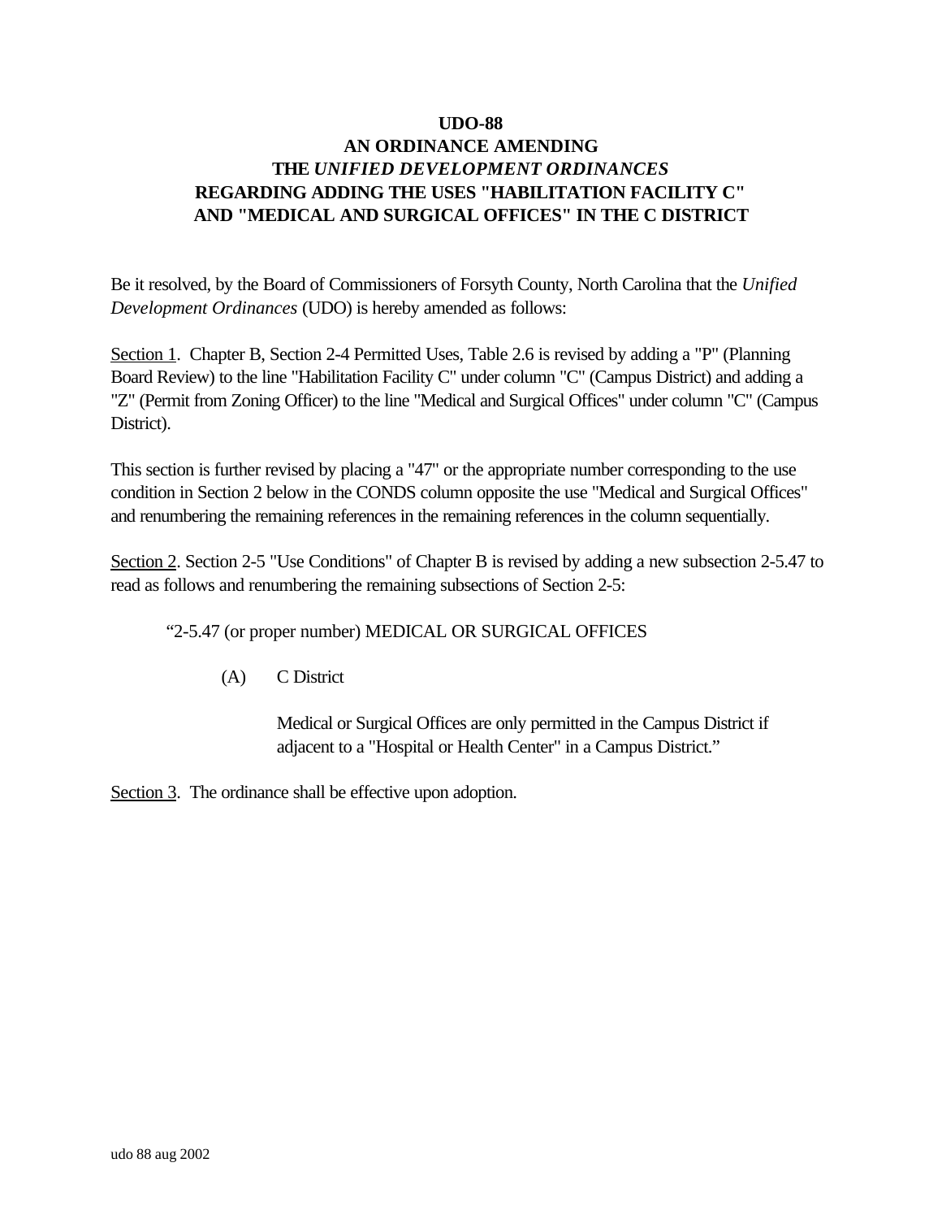# UDO-88
# AN ORDINANCE AMENDING
# THE *UNIFIED DEVELOPMENT ORDINANCES*
# REGARDING ADDING THE USES "HABILITATION FACILITY C" AND "MEDICAL AND SURGICAL OFFICES" IN THE C DISTRICT

Be it resolved, by the Board of Commissioners of Forsyth County, North Carolina that the *Unified Development Ordinances* (UDO) is hereby amended as follows:

Section 1. Chapter B, Section 2-4 Permitted Uses, Table 2.6 is revised by adding a "P" (Planning Board Review) to the line "Habilitation Facility C" under column "C" (Campus District) and adding a "Z" (Permit from Zoning Officer) to the line "Medical and Surgical Offices" under column "C" (Campus District).

This section is further revised by placing a "47" or the appropriate number corresponding to the use condition in Section 2 below in the CONDS column opposite the use "Medical and Surgical Offices" and renumbering the remaining references in the remaining references in the column sequentially.

Section 2. Section 2-5 "Use Conditions" of Chapter B is revised by adding a new subsection 2-5.47 to read as follows and renumbering the remaining subsections of Section 2-5:

> "2-5.47 (or proper number) MEDICAL OR SURGICAL OFFICES
>
> (A) C District
>
> Medical or Surgical Offices are only permitted in the Campus District if adjacent to a "Hospital or Health Center" in a Campus District."

Section 3. The ordinance shall be effective upon adoption.

udo 88 aug 2002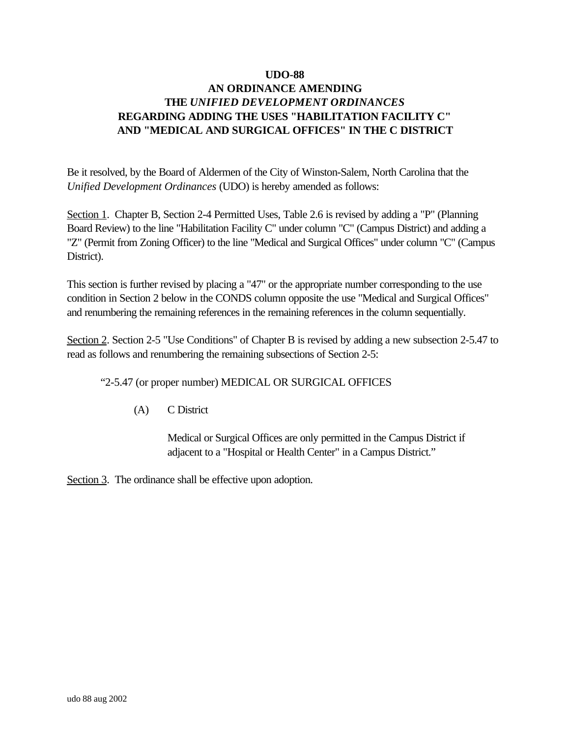**UDO-88**
**AN ORDINANCE AMENDING**
**THE *UNIFIED DEVELOPMENT ORDINANCES***
**REGARDING ADDING THE USES "HABILITATION FACILITY C"**
**AND "MEDICAL AND SURGICAL OFFICES" IN THE C DISTRICT**

Be it resolved, by the Board of Aldermen of the City of Winston-Salem, North Carolina that the *Unified Development Ordinances* (UDO) is hereby amended as follows:

<u>Section 1</u>. Chapter B, Section 2-4 Permitted Uses, Table 2.6 is revised by adding a "P" (Planning Board Review) to the line "Habilitation Facility C" under column "C" (Campus District) and adding a "Z" (Permit from Zoning Officer) to the line "Medical and Surgical Offices" under column "C" (Campus District).

This section is further revised by placing a "47" or the appropriate number corresponding to the use condition in Section 2 below in the CONDS column opposite the use "Medical and Surgical Offices" and renumbering the remaining references in the remaining references in the column sequentially.

<u>Section 2</u>. Section 2-5 "Use Conditions" of Chapter B is revised by adding a new subsection 2-5.47 to read as follows and renumbering the remaining subsections of Section 2-5:

> "2-5.47 (or proper number) MEDICAL OR SURGICAL OFFICES
>
> (A) C District
>
> Medical or Surgical Offices are only permitted in the Campus District if adjacent to a "Hospital or Health Center" in a Campus District."

<u>Section 3</u>. The ordinance shall be effective upon adoption.

udo 88 aug 2002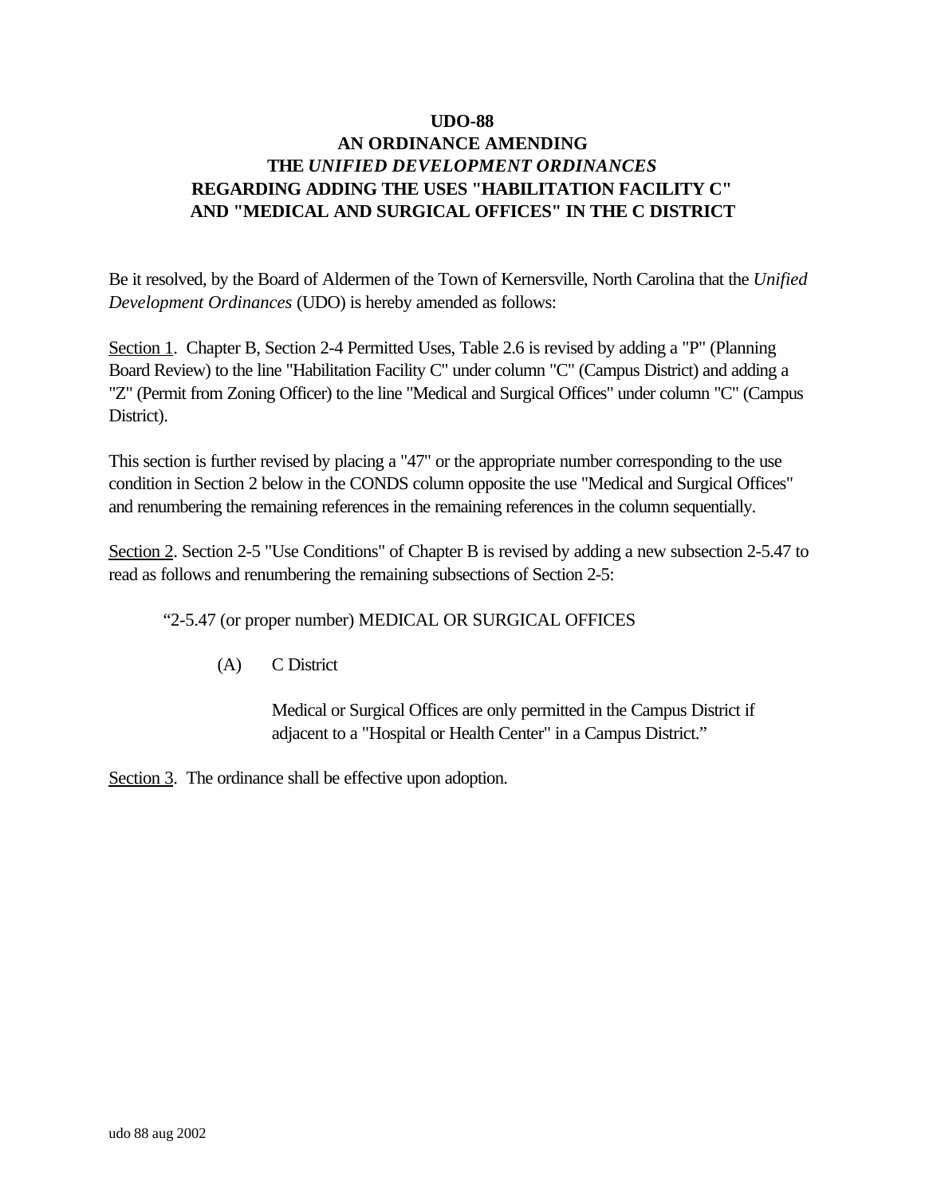# UDO-88
# AN ORDINANCE AMENDING THE *UNIFIED DEVELOPMENT ORDINANCES* REGARDING ADDING THE USES "HABILITATION FACILITY C" AND "MEDICAL AND SURGICAL OFFICES" IN THE C DISTRICT

Be it resolved, by the Board of Aldermen of the Town of Kernersville, North Carolina that the *Unified Development Ordinances* (UDO) is hereby amended as follows:

Section 1. Chapter B, Section 2-4 Permitted Uses, Table 2.6 is revised by adding a "P" (Planning Board Review) to the line "Habilitation Facility C" under column "C" (Campus District) and adding a "Z" (Permit from Zoning Officer) to the line "Medical and Surgical Offices" under column "C" (Campus District).

This section is further revised by placing a "47" or the appropriate number corresponding to the use condition in Section 2 below in the CONDS column opposite the use "Medical and Surgical Offices" and renumbering the remaining references in the remaining references in the column sequentially.

Section 2. Section 2-5 "Use Conditions" of Chapter B is revised by adding a new subsection 2-5.47 to read as follows and renumbering the remaining subsections of Section 2-5:

> "2-5.47 (or proper number) MEDICAL OR SURGICAL OFFICES
>
> (A) C District
>
> Medical or Surgical Offices are only permitted in the Campus District if adjacent to a "Hospital or Health Center" in a Campus District."

Section 3. The ordinance shall be effective upon adoption.

udo 88 aug 2002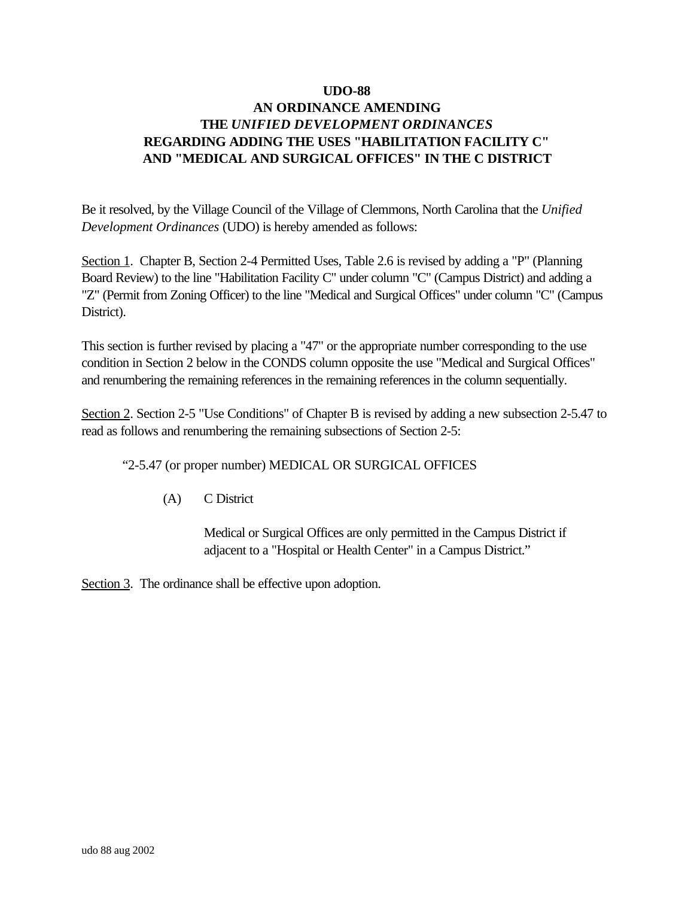# UDO-88
## AN ORDINANCE AMENDING
## THE *UNIFIED DEVELOPMENT ORDINANCES*
## REGARDING ADDING THE USES "HABILITATION FACILITY C" AND "MEDICAL AND SURGICAL OFFICES" IN THE C DISTRICT

Be it resolved, by the Village Council of the Village of Clemmons, North Carolina that the *Unified Development Ordinances* (UDO) is hereby amended as follows:

Section 1. Chapter B, Section 2-4 Permitted Uses, Table 2.6 is revised by adding a "P" (Planning Board Review) to the line "Habilitation Facility C" under column "C" (Campus District) and adding a "Z" (Permit from Zoning Officer) to the line "Medical and Surgical Offices" under column "C" (Campus District).

This section is further revised by placing a "47" or the appropriate number corresponding to the use condition in Section 2 below in the CONDS column opposite the use "Medical and Surgical Offices" and renumbering the remaining references in the remaining references in the column sequentially.

Section 2. Section 2-5 "Use Conditions" of Chapter B is revised by adding a new subsection 2-5.47 to read as follows and renumbering the remaining subsections of Section 2-5:

> "2-5.47 (or proper number) MEDICAL OR SURGICAL OFFICES
>
> (A) C District
>
> Medical or Surgical Offices are only permitted in the Campus District if adjacent to a "Hospital or Health Center" in a Campus District."

Section 3. The ordinance shall be effective upon adoption.

udo 88 aug 2002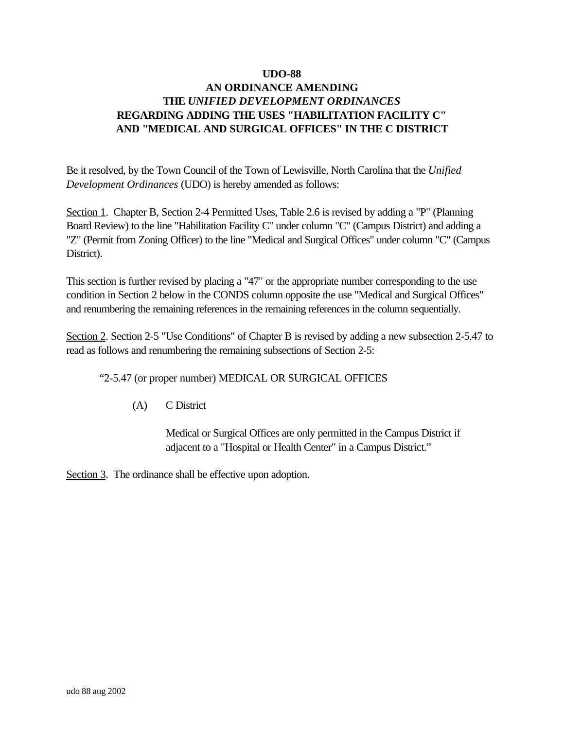**UDO-88**
**AN ORDINANCE AMENDING**
**THE *UNIFIED DEVELOPMENT ORDINANCES***
**REGARDING ADDING THE USES "HABILITATION FACILITY C"**
**AND "MEDICAL AND SURGICAL OFFICES" IN THE C DISTRICT**

Be it resolved, by the Town Council of the Town of Lewisville, North Carolina that the *Unified Development Ordinances* (UDO) is hereby amended as follows:

<u>Section 1</u>. Chapter B, Section 2-4 Permitted Uses, Table 2.6 is revised by adding a "P" (Planning Board Review) to the line "Habilitation Facility C" under column "C" (Campus District) and adding a "Z" (Permit from Zoning Officer) to the line "Medical and Surgical Offices" under column "C" (Campus District).

This section is further revised by placing a "47" or the appropriate number corresponding to the use condition in Section 2 below in the CONDS column opposite the use "Medical and Surgical Offices" and renumbering the remaining references in the remaining references in the column sequentially.

<u>Section 2</u>. Section 2-5 "Use Conditions" of Chapter B is revised by adding a new subsection 2-5.47 to read as follows and renumbering the remaining subsections of Section 2-5:

> "2-5.47 (or proper number) MEDICAL OR SURGICAL OFFICES
>
> (A) C District
>
> Medical or Surgical Offices are only permitted in the Campus District if adjacent to a "Hospital or Health Center" in a Campus District."

<u>Section 3</u>. The ordinance shall be effective upon adoption.

udo 88 aug 2002